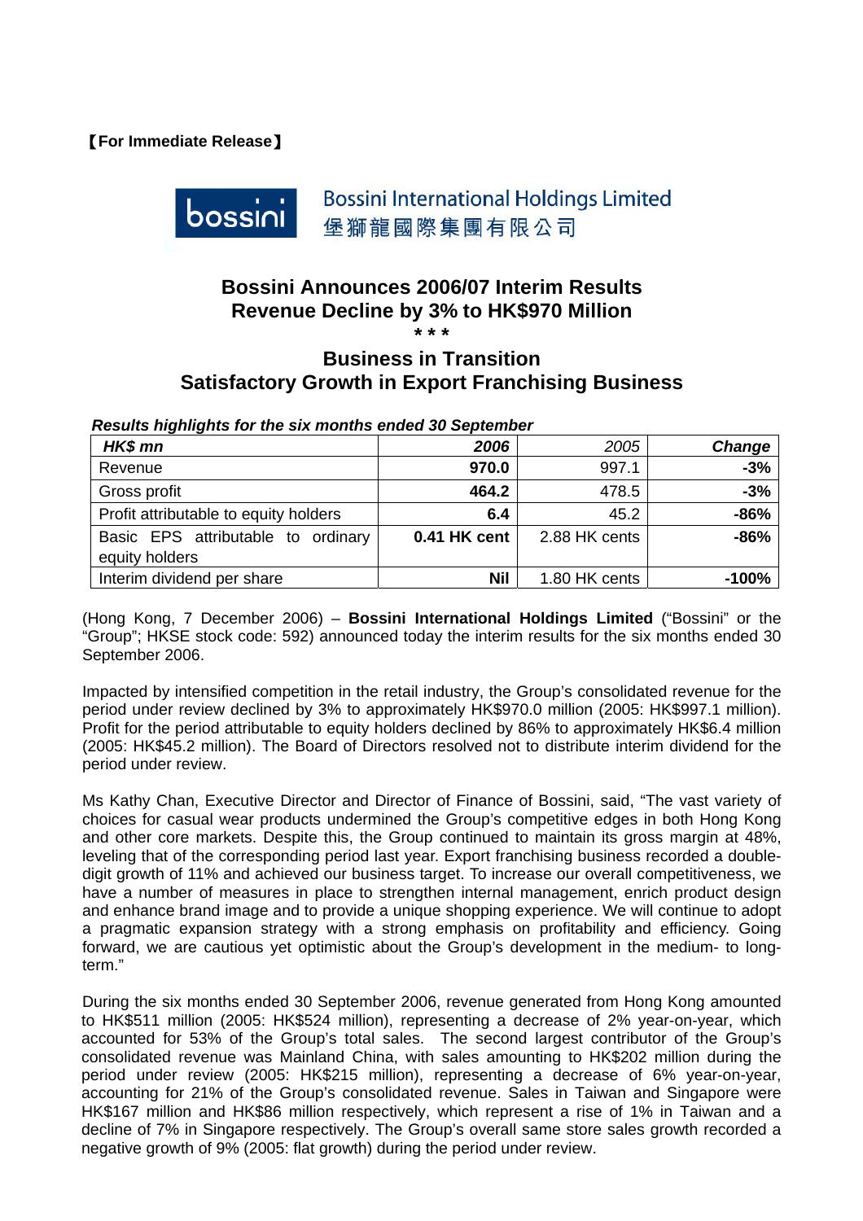【For Immediate Release】

Bossini International Holdings Limited
堡獅龍國際集團有限公司

# Bossini Announces 2006/07 Interim Results
# Revenue Decline by 3% to HK$970 Million

*\*\**

## Business in Transition
## Satisfactory Growth in Export Franchising Business

***Results highlights for the six months ended 30 September***

| *HK$ mn* | *2006* | *2005* | *Change* |
|---|---|---|---|
| Revenue | **970.0** | 997.1 | **-3%** |
| Gross profit | **464.2** | 478.5 | **-3%** |
| Profit attributable to equity holders | **6.4** | 45.2 | **-86%** |
| Basic EPS attributable to ordinary equity holders | **0.41 HK cent** | 2.88 HK cents | **-86%** |
| Interim dividend per share | **Nil** | 1.80 HK cents | **-100%** |

(Hong Kong, 7 December 2006) – **Bossini International Holdings Limited** ("Bossini" or the "Group"; HKSE stock code: 592) announced today the interim results for the six months ended 30 September 2006.

Impacted by intensified competition in the retail industry, the Group's consolidated revenue for the period under review declined by 3% to approximately HK$970.0 million (2005: HK$997.1 million). Profit for the period attributable to equity holders declined by 86% to approximately HK$6.4 million (2005: HK$45.2 million). The Board of Directors resolved not to distribute interim dividend for the period under review.

Ms Kathy Chan, Executive Director and Director of Finance of Bossini, said, "The vast variety of choices for casual wear products undermined the Group's competitive edges in both Hong Kong and other core markets. Despite this, the Group continued to maintain its gross margin at 48%, leveling that of the corresponding period last year. Export franchising business recorded a double-digit growth of 11% and achieved our business target. To increase our overall competitiveness, we have a number of measures in place to strengthen internal management, enrich product design and enhance brand image and to provide a unique shopping experience. We will continue to adopt a pragmatic expansion strategy with a strong emphasis on profitability and efficiency. Going forward, we are cautious yet optimistic about the Group's development in the medium- to long-term."

During the six months ended 30 September 2006, revenue generated from Hong Kong amounted to HK$511 million (2005: HK$524 million), representing a decrease of 2% year-on-year, which accounted for 53% of the Group's total sales. The second largest contributor of the Group's consolidated revenue was Mainland China, with sales amounting to HK$202 million during the period under review (2005: HK$215 million), representing a decrease of 6% year-on-year, accounting for 21% of the Group's consolidated revenue. Sales in Taiwan and Singapore were HK$167 million and HK$86 million respectively, which represent a rise of 1% in Taiwan and a decline of 7% in Singapore respectively. The Group's overall same store sales growth recorded a negative growth of 9% (2005: flat growth) during the period under review.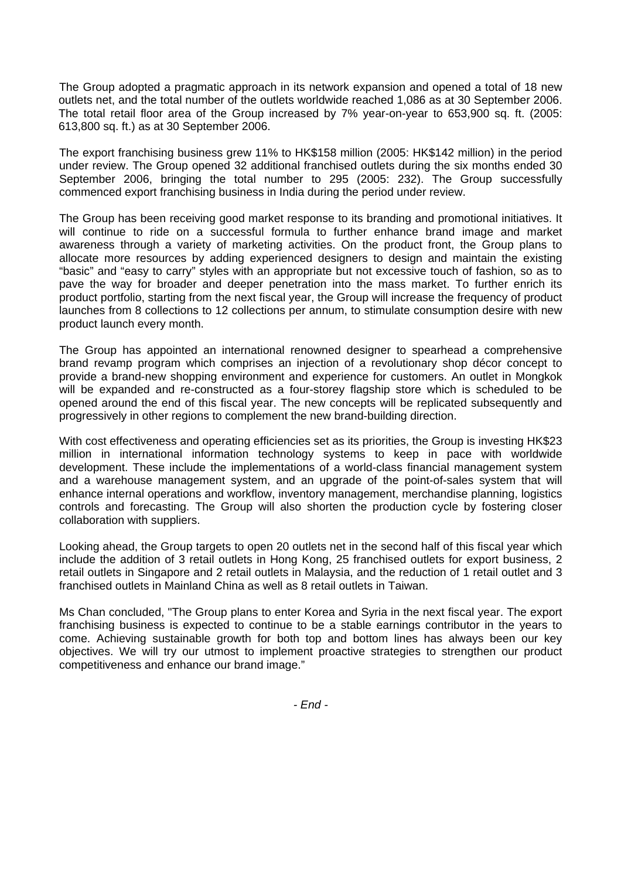The Group adopted a pragmatic approach in its network expansion and opened a total of 18 new outlets net, and the total number of the outlets worldwide reached 1,086 as at 30 September 2006. The total retail floor area of the Group increased by 7% year-on-year to 653,900 sq. ft. (2005: 613,800 sq. ft.) as at 30 September 2006.

The export franchising business grew 11% to HK$158 million (2005: HK$142 million) in the period under review. The Group opened 32 additional franchised outlets during the six months ended 30 September 2006, bringing the total number to 295 (2005: 232). The Group successfully commenced export franchising business in India during the period under review.

The Group has been receiving good market response to its branding and promotional initiatives. It will continue to ride on a successful formula to further enhance brand image and market awareness through a variety of marketing activities. On the product front, the Group plans to allocate more resources by adding experienced designers to design and maintain the existing "basic" and "easy to carry" styles with an appropriate but not excessive touch of fashion, so as to pave the way for broader and deeper penetration into the mass market. To further enrich its product portfolio, starting from the next fiscal year, the Group will increase the frequency of product launches from 8 collections to 12 collections per annum, to stimulate consumption desire with new product launch every month.

The Group has appointed an international renowned designer to spearhead a comprehensive brand revamp program which comprises an injection of a revolutionary shop décor concept to provide a brand-new shopping environment and experience for customers. An outlet in Mongkok will be expanded and re-constructed as a four-storey flagship store which is scheduled to be opened around the end of this fiscal year. The new concepts will be replicated subsequently and progressively in other regions to complement the new brand-building direction.

With cost effectiveness and operating efficiencies set as its priorities, the Group is investing HK$23 million in international information technology systems to keep in pace with worldwide development. These include the implementations of a world-class financial management system and a warehouse management system, and an upgrade of the point-of-sales system that will enhance internal operations and workflow, inventory management, merchandise planning, logistics controls and forecasting. The Group will also shorten the production cycle by fostering closer collaboration with suppliers.

Looking ahead, the Group targets to open 20 outlets net in the second half of this fiscal year which include the addition of 3 retail outlets in Hong Kong, 25 franchised outlets for export business, 2 retail outlets in Singapore and 2 retail outlets in Malaysia, and the reduction of 1 retail outlet and 3 franchised outlets in Mainland China as well as 8 retail outlets in Taiwan.

Ms Chan concluded, "The Group plans to enter Korea and Syria in the next fiscal year. The export franchising business is expected to continue to be a stable earnings contributor in the years to come. Achieving sustainable growth for both top and bottom lines has always been our key objectives. We will try our utmost to implement proactive strategies to strengthen our product competitiveness and enhance our brand image."

*- End -*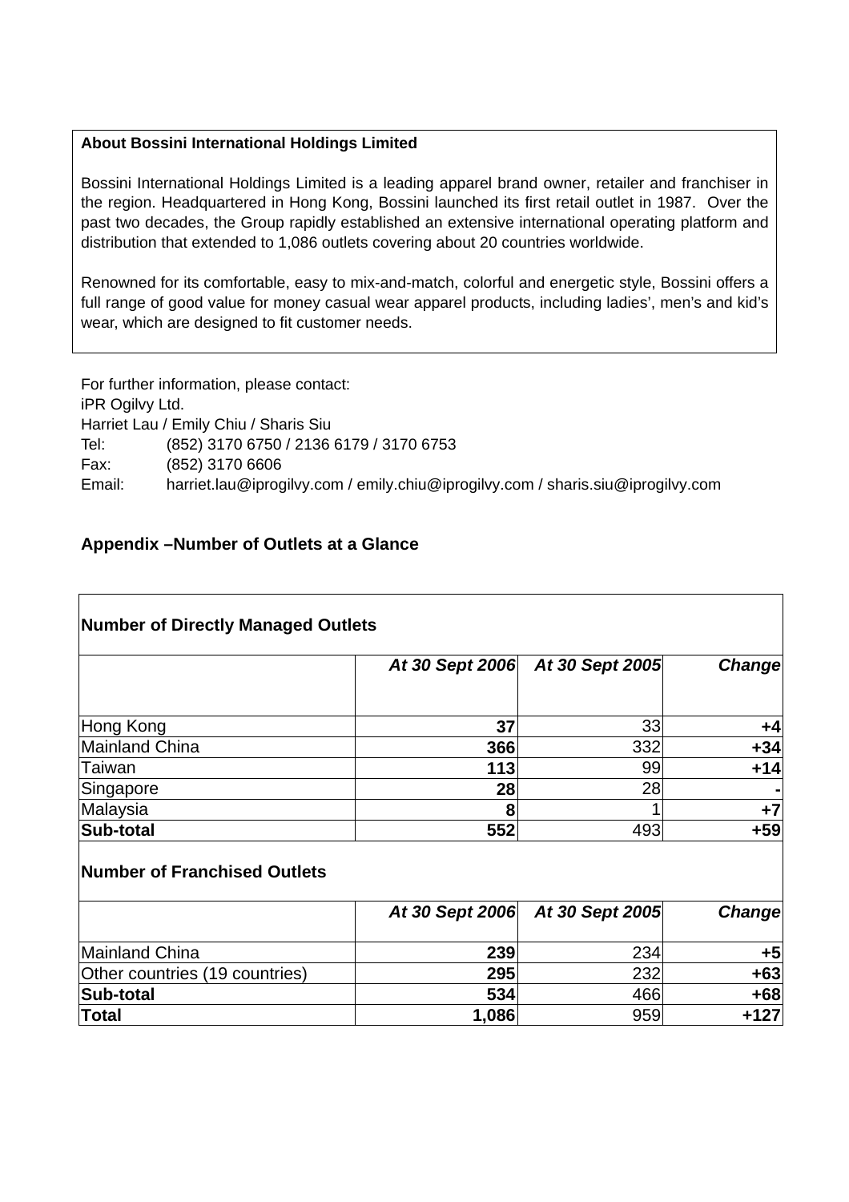**About Bossini International Holdings Limited**

Bossini International Holdings Limited is a leading apparel brand owner, retailer and franchiser in the region. Headquartered in Hong Kong, Bossini launched its first retail outlet in 1987. Over the past two decades, the Group rapidly established an extensive international operating platform and distribution that extended to 1,086 outlets covering about 20 countries worldwide.

Renowned for its comfortable, easy to mix-and-match, colorful and energetic style, Bossini offers a full range of good value for money casual wear apparel products, including ladies', men's and kid's wear, which are designed to fit customer needs.

For further information, please contact:
iPR Ogilvy Ltd.
Harriet Lau / Emily Chiu / Sharis Siu
Tel: (852) 3170 6750 / 2136 6179 / 3170 6753
Fax: (852) 3170 6606
Email: harriet.lau@iprogilvy.com / emily.chiu@iprogilvy.com / sharis.siu@iprogilvy.com

## Appendix –Number of Outlets at a Glance

**Number of Directly Managed Outlets**

| | *At 30 Sept 2006* | *At 30 Sept 2005* | *Change* |
|---|---|---|---|
| Hong Kong | **37** | 33 | **+4** |
| Mainland China | **366** | 332 | **+34** |
| Taiwan | **113** | 99 | **+14** |
| Singapore | **28** | 28 | **-** |
| Malaysia | **8** | 1 | **+7** |
| **Sub-total** | **552** | 493 | **+59** |

**Number of Franchised Outlets**

| | *At 30 Sept 2006* | *At 30 Sept 2005* | *Change* |
|---|---|---|---|
| Mainland China | **239** | 234 | **+5** |
| Other countries (19 countries) | **295** | 232 | **+63** |
| **Sub-total** | **534** | 466 | **+68** |
| **Total** | **1,086** | 959 | **+127** |